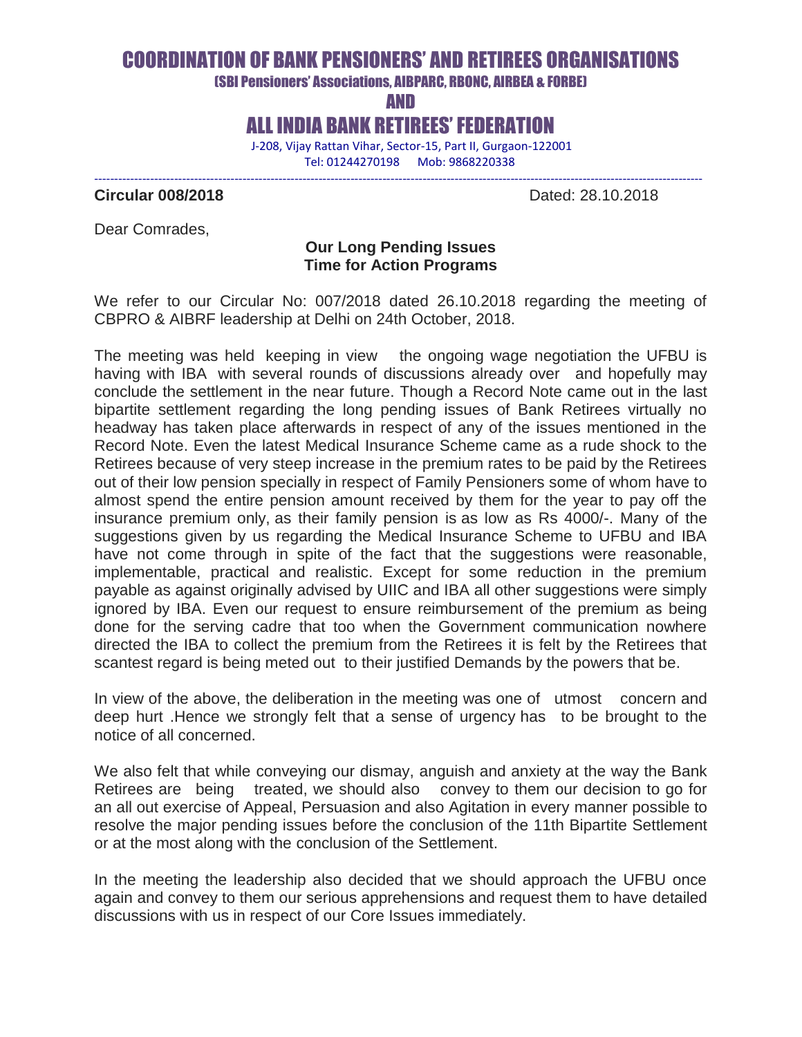# COORDINATION OF BANK PENSIONERS' AND RETIREES ORGANISATIONS

**(SBI Pensioners' Associations, AIBPARC, RBONC, AIRBEA & FORBE)**

**AND**

# ALL INDIA BANK RETIREES' FEDERATION

J-208, Vijay Rattan Vihar, Sector-15, Part II, Gurgaon-122001

Tel: 01244270198 Mob: 9868220338

---

**Circular 008/2018** Dated: 28.10.2018

Dear Comrades,

**Our Long Pending Issues**
**Time for Action Programs**

We refer to our Circular No: 007/2018 dated 26.10.2018 regarding the meeting of CBPRO & AIBRF leadership at Delhi on 24th October, 2018.

The meeting was held keeping in view the ongoing wage negotiation the UFBU is having with IBA with several rounds of discussions already over and hopefully may conclude the settlement in the near future. Though a Record Note came out in the last bipartite settlement regarding the long pending issues of Bank Retirees virtually no headway has taken place afterwards in respect of any of the issues mentioned in the Record Note. Even the latest Medical Insurance Scheme came as a rude shock to the Retirees because of very steep increase in the premium rates to be paid by the Retirees out of their low pension specially in respect of Family Pensioners some of whom have to almost spend the entire pension amount received by them for the year to pay off the insurance premium only, as their family pension is as low as Rs 4000/-. Many of the suggestions given by us regarding the Medical Insurance Scheme to UFBU and IBA have not come through in spite of the fact that the suggestions were reasonable, implementable, practical and realistic. Except for some reduction in the premium payable as against originally advised by UIIC and IBA all other suggestions were simply ignored by IBA. Even our request to ensure reimbursement of the premium as being done for the serving cadre that too when the Government communication nowhere directed the IBA to collect the premium from the Retirees it is felt by the Retirees that scantest regard is being meted out to their justified Demands by the powers that be.

In view of the above, the deliberation in the meeting was one of utmost concern and deep hurt .Hence we strongly felt that a sense of urgency has to be brought to the notice of all concerned.

We also felt that while conveying our dismay, anguish and anxiety at the way the Bank Retirees are being treated, we should also convey to them our decision to go for an all out exercise of Appeal, Persuasion and also Agitation in every manner possible to resolve the major pending issues before the conclusion of the 11th Bipartite Settlement or at the most along with the conclusion of the Settlement.

In the meeting the leadership also decided that we should approach the UFBU once again and convey to them our serious apprehensions and request them to have detailed discussions with us in respect of our Core Issues immediately.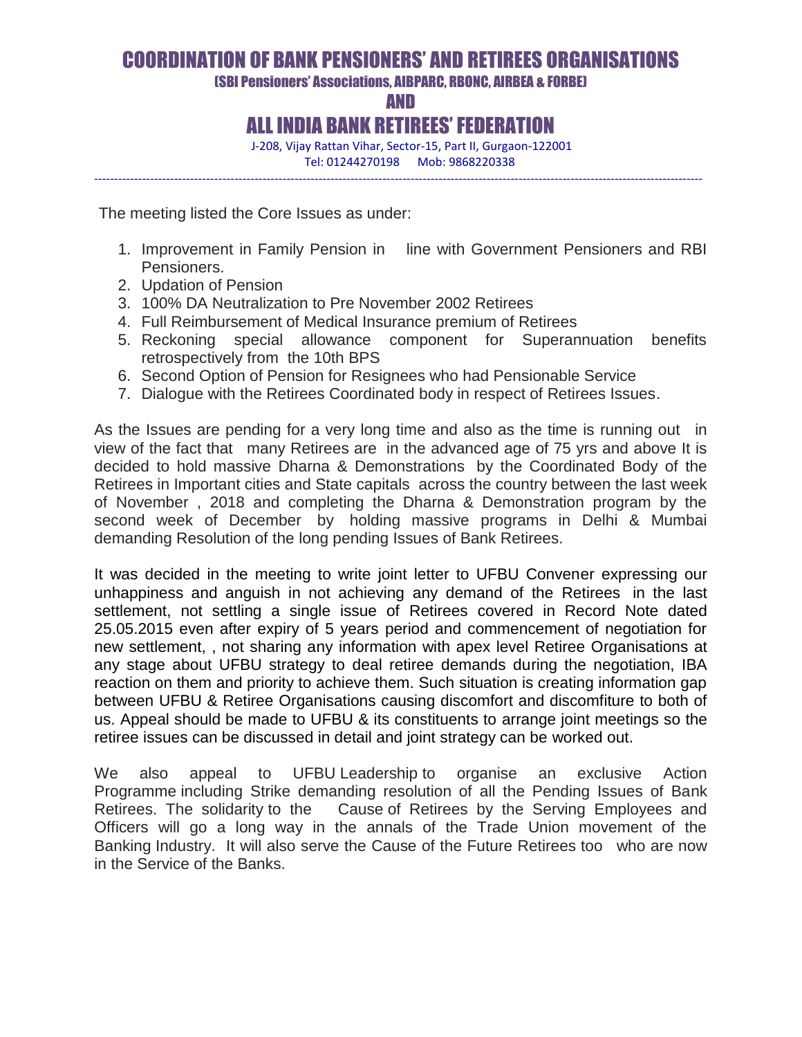# COORDINATION OF BANK PENSIONERS' AND RETIREES ORGANISATIONS

## (SBI Pensioners' Associations, AIBPARC, RBONC, AIRBEA & FORBE)

## AND

# ALL INDIA BANK RETIREES' FEDERATION

J-208, Vijay Rattan Vihar, Sector-15, Part II, Gurgaon-122001
Tel: 01244270198 Mob: 9868220338

---

The meeting listed the Core Issues as under:

1. Improvement in Family Pension in line with Government Pensioners and RBI Pensioners.
2. Updation of Pension
3. 100% DA Neutralization to Pre November 2002 Retirees
4. Full Reimbursement of Medical Insurance premium of Retirees
5. Reckoning special allowance component for Superannuation benefits retrospectively from the 10th BPS
6. Second Option of Pension for Resignees who had Pensionable Service
7. Dialogue with the Retirees Coordinated body in respect of Retirees Issues.

As the Issues are pending for a very long time and also as the time is running out in view of the fact that many Retirees are in the advanced age of 75 yrs and above It is decided to hold massive Dharna & Demonstrations by the Coordinated Body of the Retirees in Important cities and State capitals across the country between the last week of November , 2018 and completing the Dharna & Demonstration program by the second week of December by holding massive programs in Delhi & Mumbai demanding Resolution of the long pending Issues of Bank Retirees.

It was decided in the meeting to write joint letter to UFBU Convener expressing our unhappiness and anguish in not achieving any demand of the Retirees in the last settlement, not settling a single issue of Retirees covered in Record Note dated 25.05.2015 even after expiry of 5 years period and commencement of negotiation for new settlement, , not sharing any information with apex level Retiree Organisations at any stage about UFBU strategy to deal retiree demands during the negotiation, IBA reaction on them and priority to achieve them. Such situation is creating information gap between UFBU & Retiree Organisations causing discomfort and discomfiture to both of us. Appeal should be made to UFBU & its constituents to arrange joint meetings so the retiree issues can be discussed in detail and joint strategy can be worked out.

We also appeal to UFBU Leadership to organise an exclusive Action Programme including Strike demanding resolution of all the Pending Issues of Bank Retirees. The solidarity to the Cause of Retirees by the Serving Employees and Officers will go a long way in the annals of the Trade Union movement of the Banking Industry. It will also serve the Cause of the Future Retirees too who are now in the Service of the Banks.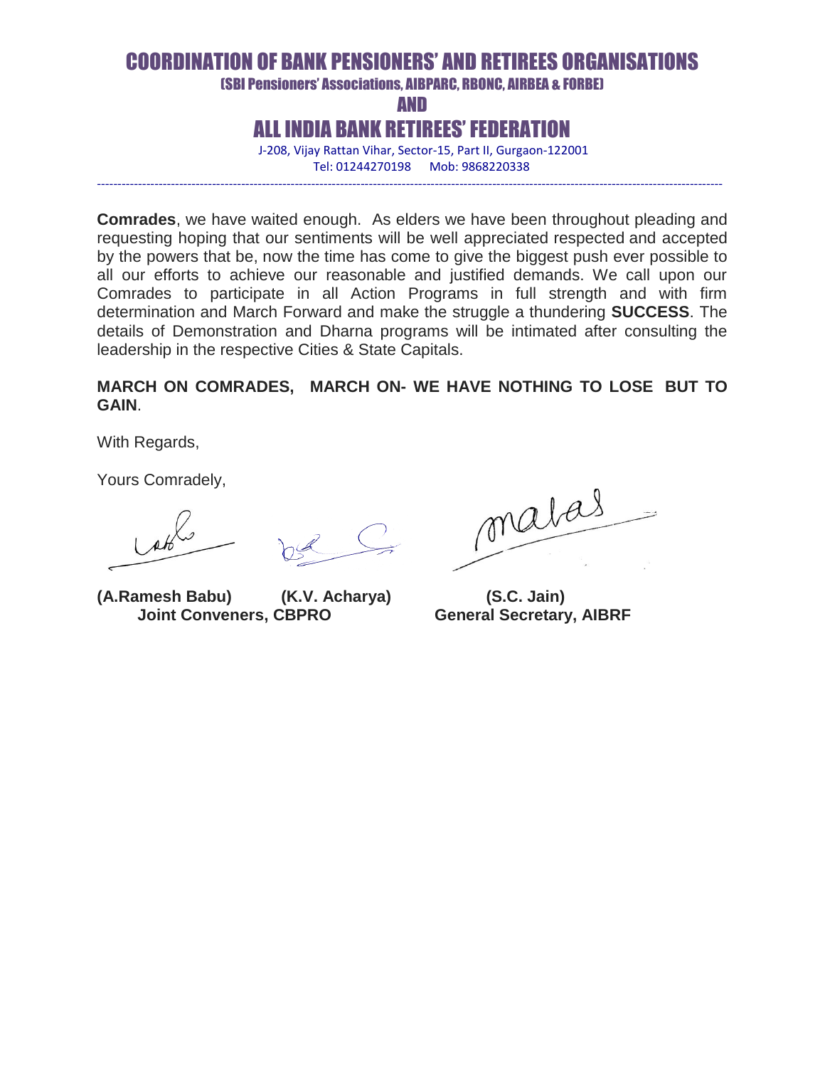# COORDINATION OF BANK PENSIONERS' AND RETIREES ORGANISATIONS

### (SBI Pensioners' Associations, AIBPARC, RBONC, AIRBEA & FORBE)

### AND

# ALL INDIA BANK RETIREES' FEDERATION

J-208, Vijay Rattan Vihar, Sector-15, Part II, Gurgaon-122001
Tel: 01244270198 Mob: 9868220338

---

**Comrades**, we have waited enough. As elders we have been throughout pleading and requesting hoping that our sentiments will be well appreciated respected and accepted by the powers that be, now the time has come to give the biggest push ever possible to all our efforts to achieve our reasonable and justified demands. We call upon our Comrades to participate in all Action Programs in full strength and with firm determination and March Forward and make the struggle a thundering **SUCCESS**. The details of Demonstration and Dharna programs will be intimated after consulting the leadership in the respective Cities & State Capitals.

**MARCH ON COMRADES, MARCH ON- WE HAVE NOTHING TO LOSE BUT TO GAIN**.

With Regards,

Yours Comradely,

**(A.Ramesh Babu) (K.V. Acharya)**
**Joint Conveners, CBPRO**

**(S.C. Jain)**
**General Secretary, AIBRF**